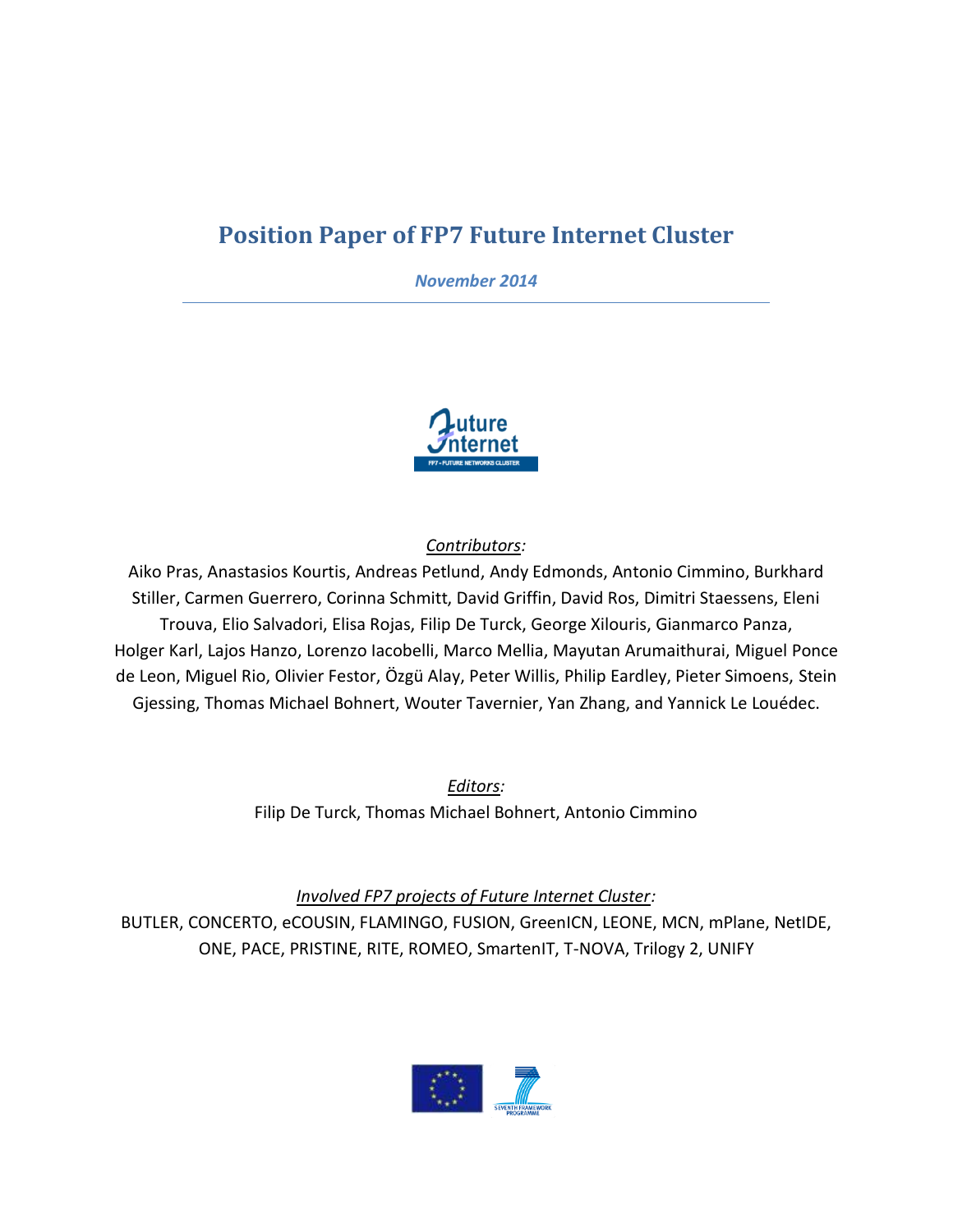# Position Paper of FP7 Future Internet Cluster

*November 2014*

---

<u>*Contributors*</u>:

Aiko Pras, Anastasios Kourtis, Andreas Petlund, Andy Edmonds, Antonio Cimmino, Burkhard Stiller, Carmen Guerrero, Corinna Schmitt, David Griffin, David Ros, Dimitri Staessens, Eleni Trouva, Elio Salvadori, Elisa Rojas, Filip De Turck, George Xilouris, Gianmarco Panza, Holger Karl, Lajos Hanzo, Lorenzo Iacobelli, Marco Mellia, Mayutan Arumaithurai, Miguel Ponce de Leon, Miguel Rio, Olivier Festor, Özgü Alay, Peter Willis, Philip Eardley, Pieter Simoens, Stein Gjessing, Thomas Michael Bohnert, Wouter Tavernier, Yan Zhang, and Yannick Le Louédec.

<u>*Editors*</u>:

Filip De Turck, Thomas Michael Bohnert, Antonio Cimmino

<u>*Involved FP7 projects of Future Internet Cluster*</u>:

BUTLER, CONCERTO, eCOUSIN, FLAMINGO, FUSION, GreenICN, LEONE, MCN, mPlane, NetIDE, ONE, PACE, PRISTINE, RITE, ROMEO, SmartenIT, T-NOVA, Trilogy 2, UNIFY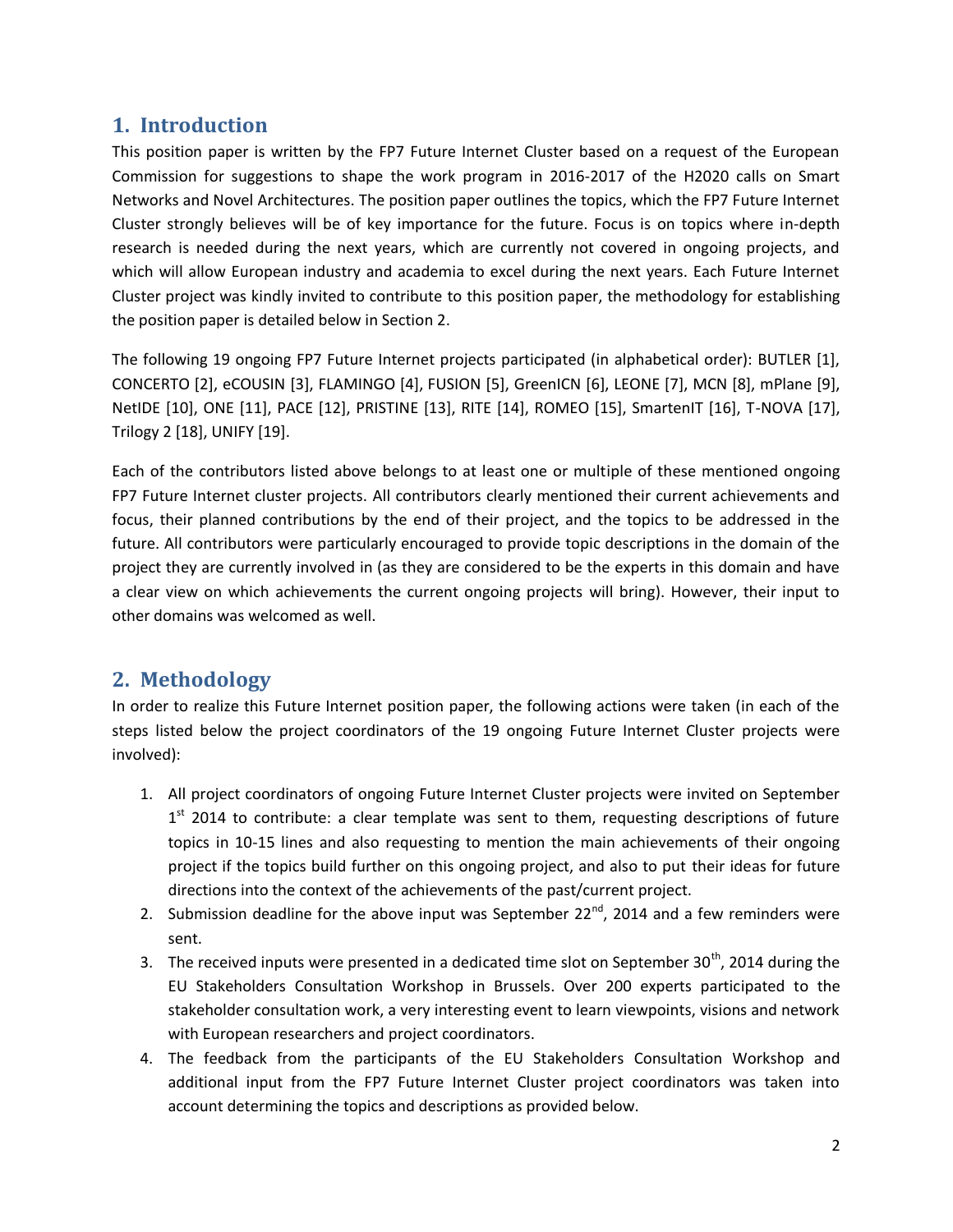## 1. Introduction

This position paper is written by the FP7 Future Internet Cluster based on a request of the European Commission for suggestions to shape the work program in 2016-2017 of the H2020 calls on Smart Networks and Novel Architectures. The position paper outlines the topics, which the FP7 Future Internet Cluster strongly believes will be of key importance for the future. Focus is on topics where in-depth research is needed during the next years, which are currently not covered in ongoing projects, and which will allow European industry and academia to excel during the next years. Each Future Internet Cluster project was kindly invited to contribute to this position paper, the methodology for establishing the position paper is detailed below in Section 2.

The following 19 ongoing FP7 Future Internet projects participated (in alphabetical order): BUTLER [1], CONCERTO [2], eCOUSIN [3], FLAMINGO [4], FUSION [5], GreenICN [6], LEONE [7], MCN [8], mPlane [9], NetIDE [10], ONE [11], PACE [12], PRISTINE [13], RITE [14], ROMEO [15], SmartenIT [16], T-NOVA [17], Trilogy 2 [18], UNIFY [19].

Each of the contributors listed above belongs to at least one or multiple of these mentioned ongoing FP7 Future Internet cluster projects. All contributors clearly mentioned their current achievements and focus, their planned contributions by the end of their project, and the topics to be addressed in the future. All contributors were particularly encouraged to provide topic descriptions in the domain of the project they are currently involved in (as they are considered to be the experts in this domain and have a clear view on which achievements the current ongoing projects will bring). However, their input to other domains was welcomed as well.

## 2. Methodology

In order to realize this Future Internet position paper, the following actions were taken (in each of the steps listed below the project coordinators of the 19 ongoing Future Internet Cluster projects were involved):

1. All project coordinators of ongoing Future Internet Cluster projects were invited on September 1st 2014 to contribute: a clear template was sent to them, requesting descriptions of future topics in 10-15 lines and also requesting to mention the main achievements of their ongoing project if the topics build further on this ongoing project, and also to put their ideas for future directions into the context of the achievements of the past/current project.
2. Submission deadline for the above input was September 22nd, 2014 and a few reminders were sent.
3. The received inputs were presented in a dedicated time slot on September 30th, 2014 during the EU Stakeholders Consultation Workshop in Brussels. Over 200 experts participated to the stakeholder consultation work, a very interesting event to learn viewpoints, visions and network with European researchers and project coordinators.
4. The feedback from the participants of the EU Stakeholders Consultation Workshop and additional input from the FP7 Future Internet Cluster project coordinators was taken into account determining the topics and descriptions as provided below.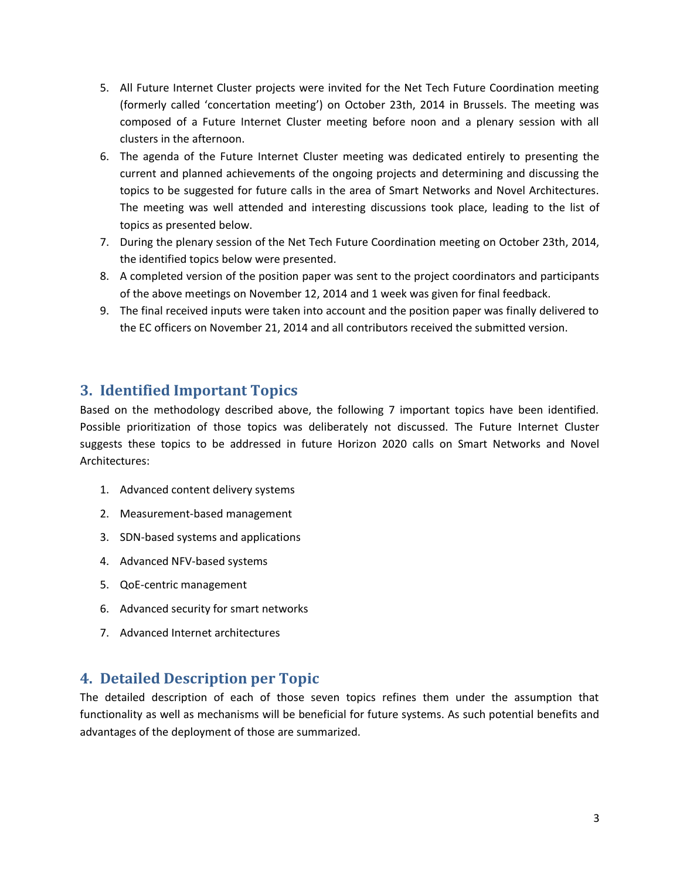5. All Future Internet Cluster projects were invited for the Net Tech Future Coordination meeting (formerly called 'concertation meeting') on October 23th, 2014 in Brussels. The meeting was composed of a Future Internet Cluster meeting before noon and a plenary session with all clusters in the afternoon.
6. The agenda of the Future Internet Cluster meeting was dedicated entirely to presenting the current and planned achievements of the ongoing projects and determining and discussing the topics to be suggested for future calls in the area of Smart Networks and Novel Architectures. The meeting was well attended and interesting discussions took place, leading to the list of topics as presented below.
7. During the plenary session of the Net Tech Future Coordination meeting on October 23th, 2014, the identified topics below were presented.
8. A completed version of the position paper was sent to the project coordinators and participants of the above meetings on November 12, 2014 and 1 week was given for final feedback.
9. The final received inputs were taken into account and the position paper was finally delivered to the EC officers on November 21, 2014 and all contributors received the submitted version.

## 3. Identified Important Topics

Based on the methodology described above, the following 7 important topics have been identified. Possible prioritization of those topics was deliberately not discussed. The Future Internet Cluster suggests these topics to be addressed in future Horizon 2020 calls on Smart Networks and Novel Architectures:

1. Advanced content delivery systems
2. Measurement-based management
3. SDN-based systems and applications
4. Advanced NFV-based systems
5. QoE-centric management
6. Advanced security for smart networks
7. Advanced Internet architectures

## 4. Detailed Description per Topic

The detailed description of each of those seven topics refines them under the assumption that functionality as well as mechanisms will be beneficial for future systems. As such potential benefits and advantages of the deployment of those are summarized.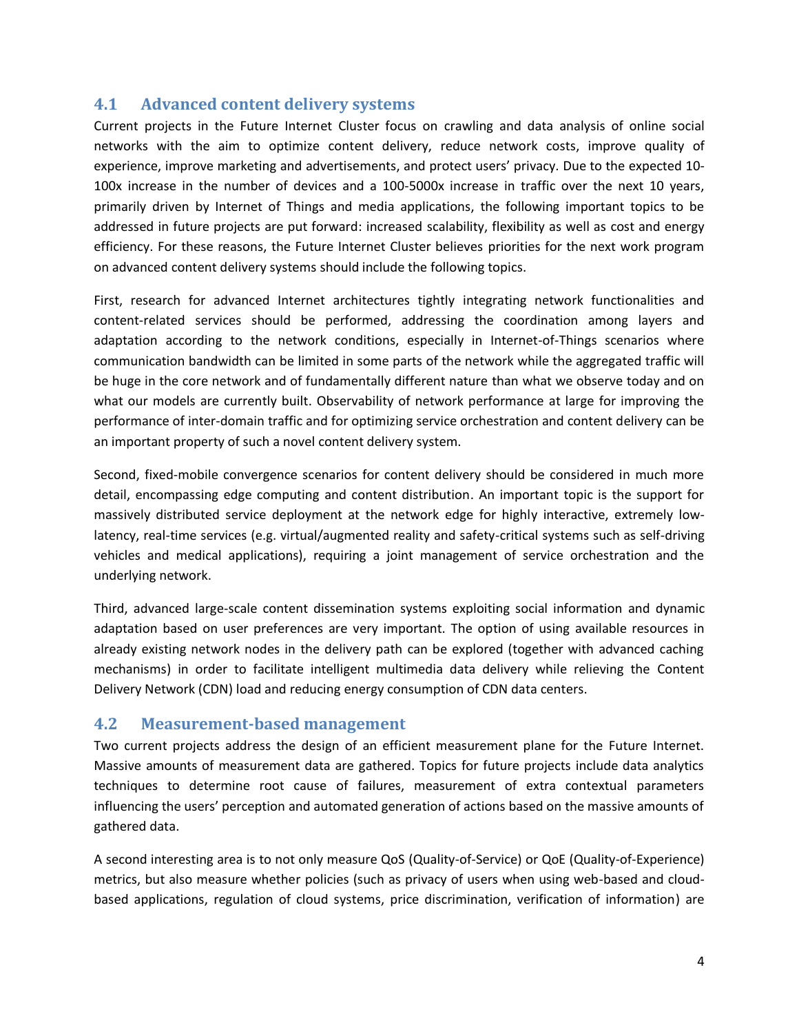## 4.1 Advanced content delivery systems

Current projects in the Future Internet Cluster focus on crawling and data analysis of online social networks with the aim to optimize content delivery, reduce network costs, improve quality of experience, improve marketing and advertisements, and protect users' privacy. Due to the expected 10-100x increase in the number of devices and a 100-5000x increase in traffic over the next 10 years, primarily driven by Internet of Things and media applications, the following important topics to be addressed in future projects are put forward: increased scalability, flexibility as well as cost and energy efficiency. For these reasons, the Future Internet Cluster believes priorities for the next work program on advanced content delivery systems should include the following topics.

First, research for advanced Internet architectures tightly integrating network functionalities and content-related services should be performed, addressing the coordination among layers and adaptation according to the network conditions, especially in Internet-of-Things scenarios where communication bandwidth can be limited in some parts of the network while the aggregated traffic will be huge in the core network and of fundamentally different nature than what we observe today and on what our models are currently built. Observability of network performance at large for improving the performance of inter-domain traffic and for optimizing service orchestration and content delivery can be an important property of such a novel content delivery system.

Second, fixed-mobile convergence scenarios for content delivery should be considered in much more detail, encompassing edge computing and content distribution. An important topic is the support for massively distributed service deployment at the network edge for highly interactive, extremely low-latency, real-time services (e.g. virtual/augmented reality and safety-critical systems such as self-driving vehicles and medical applications), requiring a joint management of service orchestration and the underlying network.

Third, advanced large-scale content dissemination systems exploiting social information and dynamic adaptation based on user preferences are very important. The option of using available resources in already existing network nodes in the delivery path can be explored (together with advanced caching mechanisms) in order to facilitate intelligent multimedia data delivery while relieving the Content Delivery Network (CDN) load and reducing energy consumption of CDN data centers.

## 4.2 Measurement-based management

Two current projects address the design of an efficient measurement plane for the Future Internet. Massive amounts of measurement data are gathered. Topics for future projects include data analytics techniques to determine root cause of failures, measurement of extra contextual parameters influencing the users' perception and automated generation of actions based on the massive amounts of gathered data.

A second interesting area is to not only measure QoS (Quality-of-Service) or QoE (Quality-of-Experience) metrics, but also measure whether policies (such as privacy of users when using web-based and cloud-based applications, regulation of cloud systems, price discrimination, verification of information) are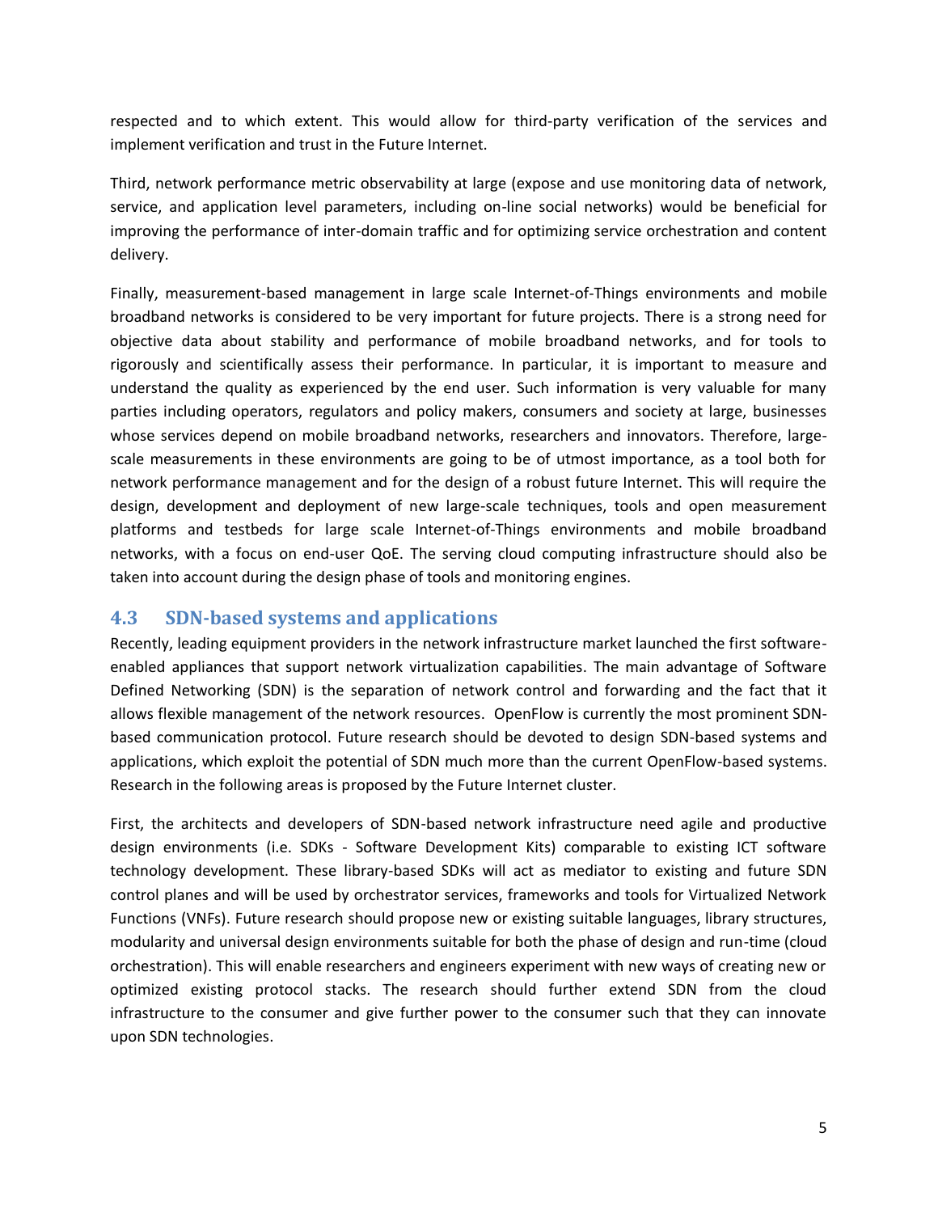respected and to which extent. This would allow for third-party verification of the services and implement verification and trust in the Future Internet.

Third, network performance metric observability at large (expose and use monitoring data of network, service, and application level parameters, including on-line social networks) would be beneficial for improving the performance of inter-domain traffic and for optimizing service orchestration and content delivery.

Finally, measurement-based management in large scale Internet-of-Things environments and mobile broadband networks is considered to be very important for future projects. There is a strong need for objective data about stability and performance of mobile broadband networks, and for tools to rigorously and scientifically assess their performance. In particular, it is important to measure and understand the quality as experienced by the end user. Such information is very valuable for many parties including operators, regulators and policy makers, consumers and society at large, businesses whose services depend on mobile broadband networks, researchers and innovators. Therefore, large-scale measurements in these environments are going to be of utmost importance, as a tool both for network performance management and for the design of a robust future Internet. This will require the design, development and deployment of new large-scale techniques, tools and open measurement platforms and testbeds for large scale Internet-of-Things environments and mobile broadband networks, with a focus on end-user QoE. The serving cloud computing infrastructure should also be taken into account during the design phase of tools and monitoring engines.

## 4.3 SDN-based systems and applications

Recently, leading equipment providers in the network infrastructure market launched the first software-enabled appliances that support network virtualization capabilities. The main advantage of Software Defined Networking (SDN) is the separation of network control and forwarding and the fact that it allows flexible management of the network resources. OpenFlow is currently the most prominent SDN-based communication protocol. Future research should be devoted to design SDN-based systems and applications, which exploit the potential of SDN much more than the current OpenFlow-based systems. Research in the following areas is proposed by the Future Internet cluster.

First, the architects and developers of SDN-based network infrastructure need agile and productive design environments (i.e. SDKs - Software Development Kits) comparable to existing ICT software technology development. These library-based SDKs will act as mediator to existing and future SDN control planes and will be used by orchestrator services, frameworks and tools for Virtualized Network Functions (VNFs). Future research should propose new or existing suitable languages, library structures, modularity and universal design environments suitable for both the phase of design and run-time (cloud orchestration). This will enable researchers and engineers experiment with new ways of creating new or optimized existing protocol stacks. The research should further extend SDN from the cloud infrastructure to the consumer and give further power to the consumer such that they can innovate upon SDN technologies.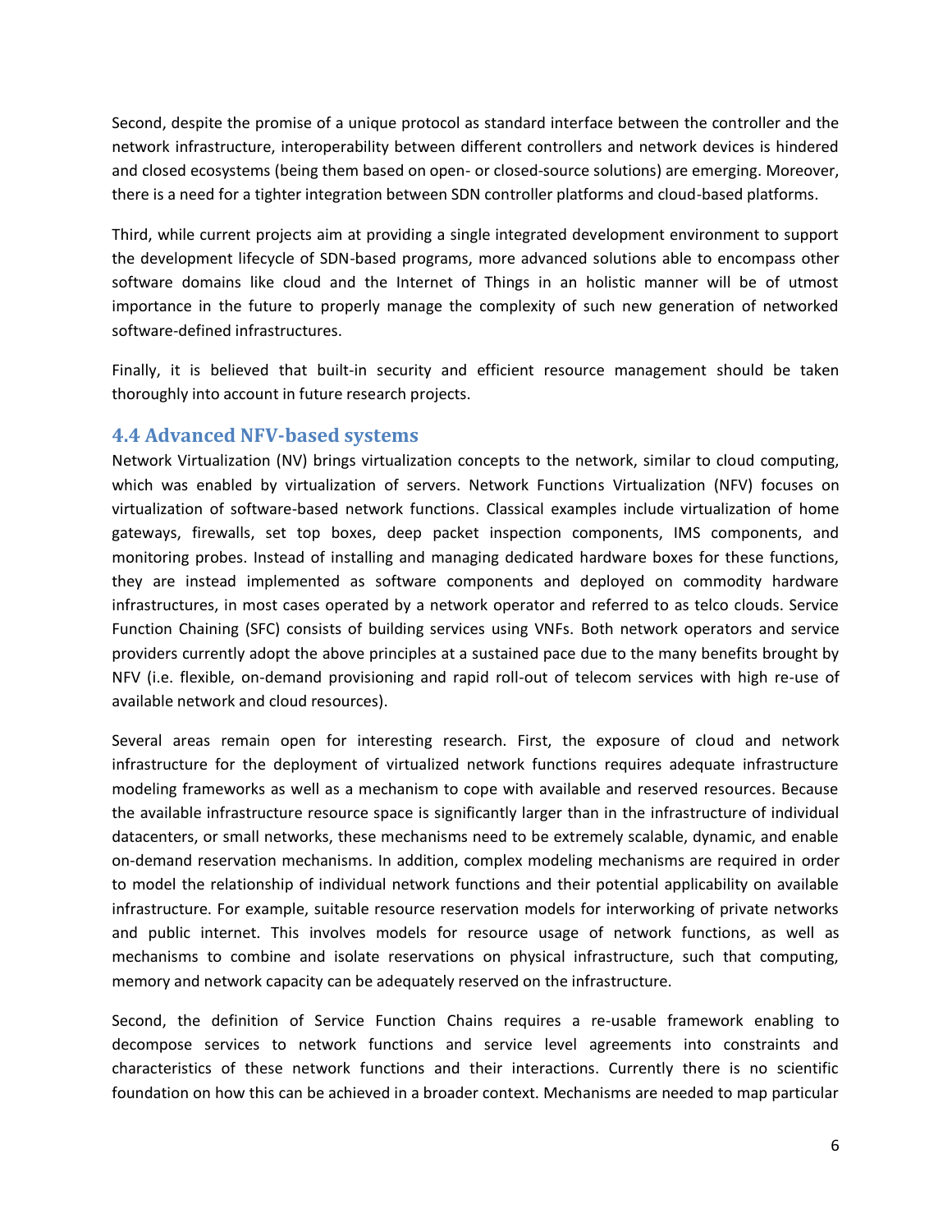Second, despite the promise of a unique protocol as standard interface between the controller and the network infrastructure, interoperability between different controllers and network devices is hindered and closed ecosystems (being them based on open- or closed-source solutions) are emerging. Moreover, there is a need for a tighter integration between SDN controller platforms and cloud-based platforms.

Third, while current projects aim at providing a single integrated development environment to support the development lifecycle of SDN-based programs, more advanced solutions able to encompass other software domains like cloud and the Internet of Things in an holistic manner will be of utmost importance in the future to properly manage the complexity of such new generation of networked software-defined infrastructures.

Finally, it is believed that built-in security and efficient resource management should be taken thoroughly into account in future research projects.

## 4.4 Advanced NFV-based systems

Network Virtualization (NV) brings virtualization concepts to the network, similar to cloud computing, which was enabled by virtualization of servers. Network Functions Virtualization (NFV) focuses on virtualization of software-based network functions. Classical examples include virtualization of home gateways, firewalls, set top boxes, deep packet inspection components, IMS components, and monitoring probes. Instead of installing and managing dedicated hardware boxes for these functions, they are instead implemented as software components and deployed on commodity hardware infrastructures, in most cases operated by a network operator and referred to as telco clouds. Service Function Chaining (SFC) consists of building services using VNFs. Both network operators and service providers currently adopt the above principles at a sustained pace due to the many benefits brought by NFV (i.e. flexible, on-demand provisioning and rapid roll-out of telecom services with high re-use of available network and cloud resources).

Several areas remain open for interesting research. First, the exposure of cloud and network infrastructure for the deployment of virtualized network functions requires adequate infrastructure modeling frameworks as well as a mechanism to cope with available and reserved resources. Because the available infrastructure resource space is significantly larger than in the infrastructure of individual datacenters, or small networks, these mechanisms need to be extremely scalable, dynamic, and enable on-demand reservation mechanisms. In addition, complex modeling mechanisms are required in order to model the relationship of individual network functions and their potential applicability on available infrastructure. For example, suitable resource reservation models for interworking of private networks and public internet. This involves models for resource usage of network functions, as well as mechanisms to combine and isolate reservations on physical infrastructure, such that computing, memory and network capacity can be adequately reserved on the infrastructure.

Second, the definition of Service Function Chains requires a re-usable framework enabling to decompose services to network functions and service level agreements into constraints and characteristics of these network functions and their interactions. Currently there is no scientific foundation on how this can be achieved in a broader context. Mechanisms are needed to map particular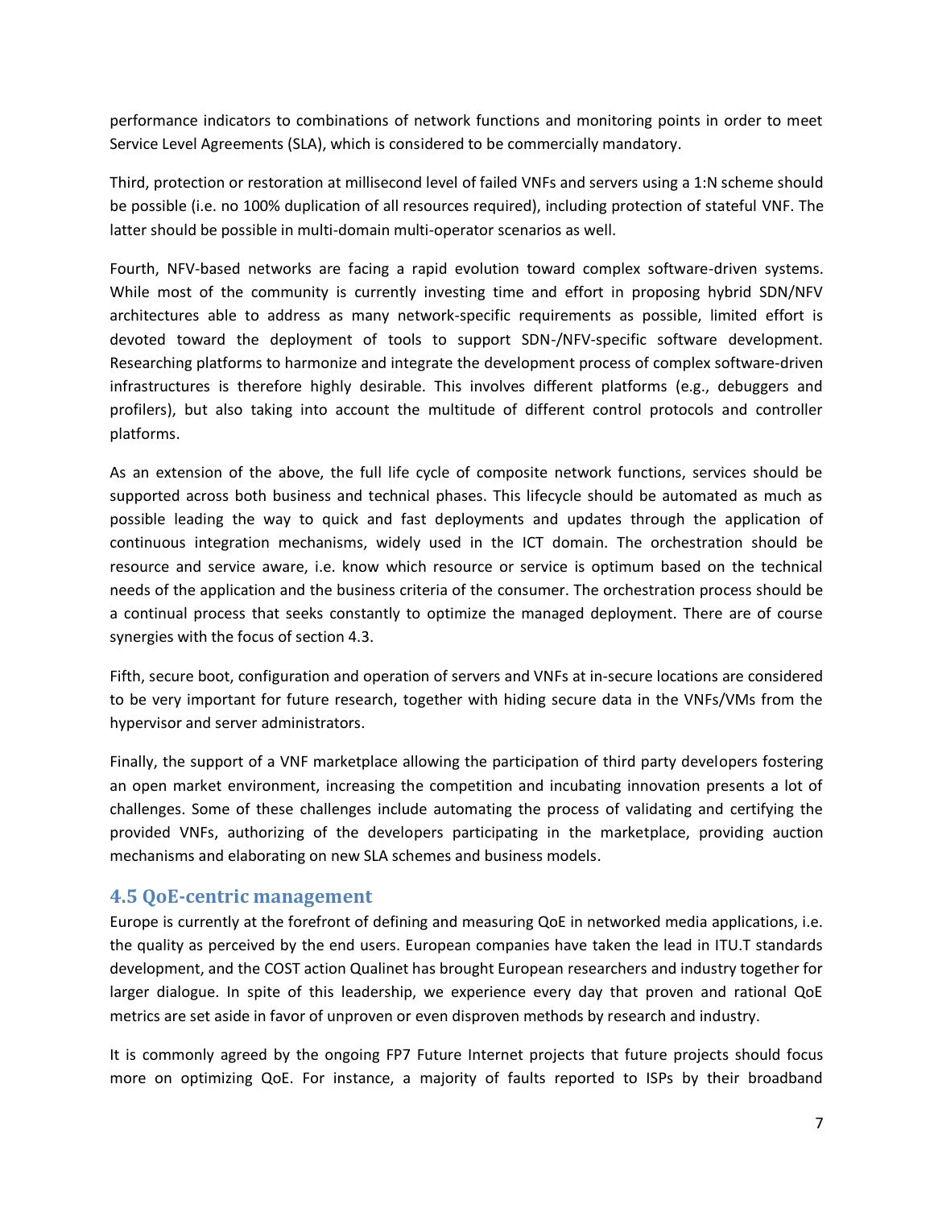performance indicators to combinations of network functions and monitoring points in order to meet Service Level Agreements (SLA), which is considered to be commercially mandatory.

Third, protection or restoration at millisecond level of failed VNFs and servers using a 1:N scheme should be possible (i.e. no 100% duplication of all resources required), including protection of stateful VNF. The latter should be possible in multi-domain multi-operator scenarios as well.

Fourth, NFV-based networks are facing a rapid evolution toward complex software-driven systems. While most of the community is currently investing time and effort in proposing hybrid SDN/NFV architectures able to address as many network-specific requirements as possible, limited effort is devoted toward the deployment of tools to support SDN-/NFV-specific software development. Researching platforms to harmonize and integrate the development process of complex software-driven infrastructures is therefore highly desirable. This involves different platforms (e.g., debuggers and profilers), but also taking into account the multitude of different control protocols and controller platforms.

As an extension of the above, the full life cycle of composite network functions, services should be supported across both business and technical phases. This lifecycle should be automated as much as possible leading the way to quick and fast deployments and updates through the application of continuous integration mechanisms, widely used in the ICT domain. The orchestration should be resource and service aware, i.e. know which resource or service is optimum based on the technical needs of the application and the business criteria of the consumer. The orchestration process should be a continual process that seeks constantly to optimize the managed deployment. There are of course synergies with the focus of section 4.3.

Fifth, secure boot, configuration and operation of servers and VNFs at in-secure locations are considered to be very important for future research, together with hiding secure data in the VNFs/VMs from the hypervisor and server administrators.

Finally, the support of a VNF marketplace allowing the participation of third party developers fostering an open market environment, increasing the competition and incubating innovation presents a lot of challenges. Some of these challenges include automating the process of validating and certifying the provided VNFs, authorizing of the developers participating in the marketplace, providing auction mechanisms and elaborating on new SLA schemes and business models.

## 4.5 QoE-centric management

Europe is currently at the forefront of defining and measuring QoE in networked media applications, i.e. the quality as perceived by the end users. European companies have taken the lead in ITU.T standards development, and the COST action Qualinet has brought European researchers and industry together for larger dialogue. In spite of this leadership, we experience every day that proven and rational QoE metrics are set aside in favor of unproven or even disproven methods by research and industry.

It is commonly agreed by the ongoing FP7 Future Internet projects that future projects should focus more on optimizing QoE. For instance, a majority of faults reported to ISPs by their broadband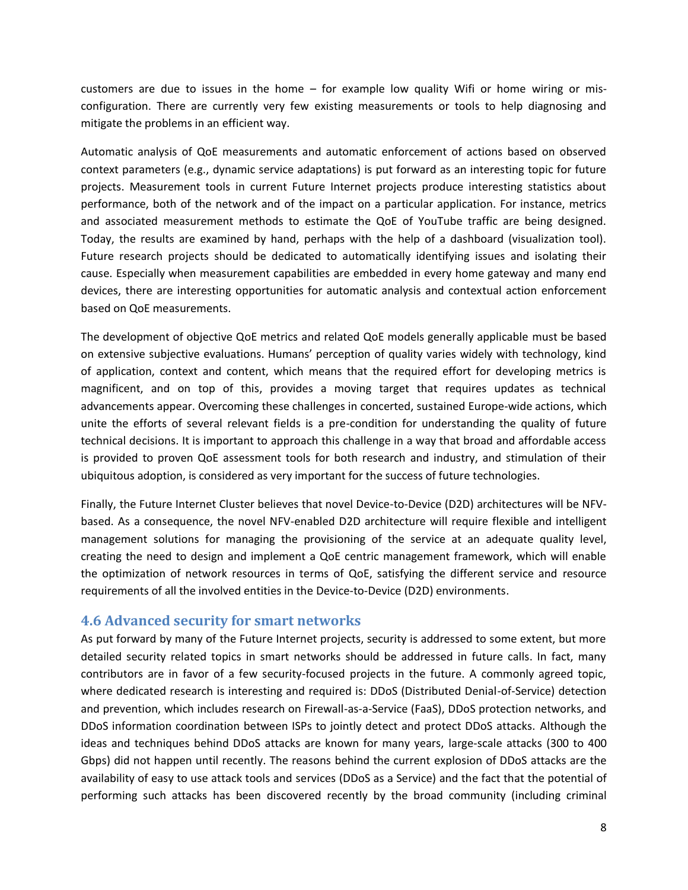customers are due to issues in the home – for example low quality Wifi or home wiring or mis-configuration. There are currently very few existing measurements or tools to help diagnosing and mitigate the problems in an efficient way.

Automatic analysis of QoE measurements and automatic enforcement of actions based on observed context parameters (e.g., dynamic service adaptations) is put forward as an interesting topic for future projects. Measurement tools in current Future Internet projects produce interesting statistics about performance, both of the network and of the impact on a particular application. For instance, metrics and associated measurement methods to estimate the QoE of YouTube traffic are being designed. Today, the results are examined by hand, perhaps with the help of a dashboard (visualization tool). Future research projects should be dedicated to automatically identifying issues and isolating their cause. Especially when measurement capabilities are embedded in every home gateway and many end devices, there are interesting opportunities for automatic analysis and contextual action enforcement based on QoE measurements.

The development of objective QoE metrics and related QoE models generally applicable must be based on extensive subjective evaluations. Humans' perception of quality varies widely with technology, kind of application, context and content, which means that the required effort for developing metrics is magnificent, and on top of this, provides a moving target that requires updates as technical advancements appear. Overcoming these challenges in concerted, sustained Europe-wide actions, which unite the efforts of several relevant fields is a pre-condition for understanding the quality of future technical decisions. It is important to approach this challenge in a way that broad and affordable access is provided to proven QoE assessment tools for both research and industry, and stimulation of their ubiquitous adoption, is considered as very important for the success of future technologies.

Finally, the Future Internet Cluster believes that novel Device-to-Device (D2D) architectures will be NFV-based. As a consequence, the novel NFV-enabled D2D architecture will require flexible and intelligent management solutions for managing the provisioning of the service at an adequate quality level, creating the need to design and implement a QoE centric management framework, which will enable the optimization of network resources in terms of QoE, satisfying the different service and resource requirements of all the involved entities in the Device-to-Device (D2D) environments.

## 4.6 Advanced security for smart networks

As put forward by many of the Future Internet projects, security is addressed to some extent, but more detailed security related topics in smart networks should be addressed in future calls. In fact, many contributors are in favor of a few security-focused projects in the future. A commonly agreed topic, where dedicated research is interesting and required is: DDoS (Distributed Denial-of-Service) detection and prevention, which includes research on Firewall-as-a-Service (FaaS), DDoS protection networks, and DDoS information coordination between ISPs to jointly detect and protect DDoS attacks. Although the ideas and techniques behind DDoS attacks are known for many years, large-scale attacks (300 to 400 Gbps) did not happen until recently. The reasons behind the current explosion of DDoS attacks are the availability of easy to use attack tools and services (DDoS as a Service) and the fact that the potential of performing such attacks has been discovered recently by the broad community (including criminal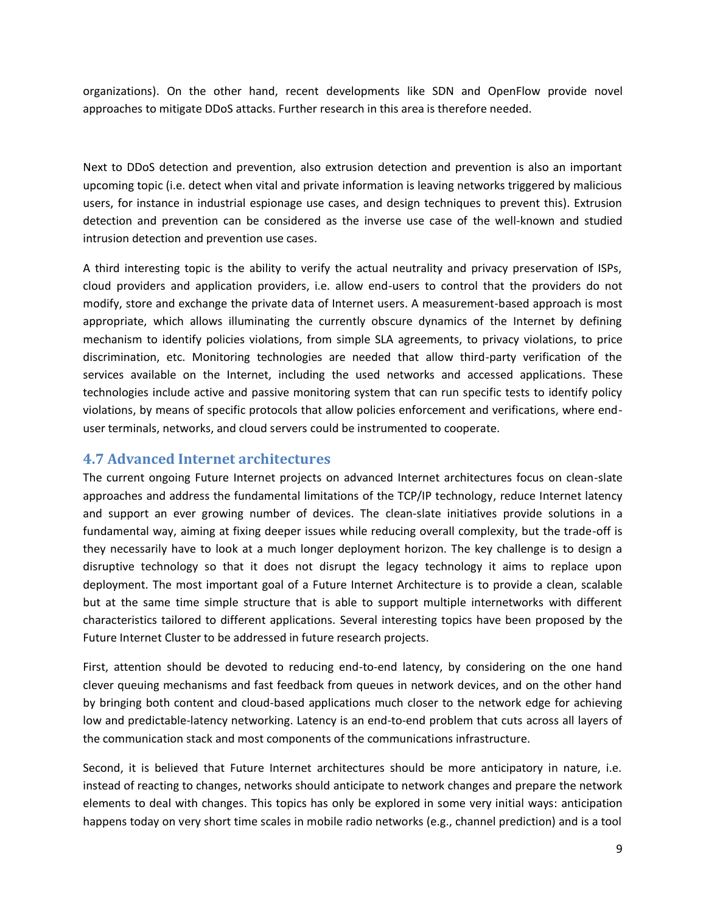organizations). On the other hand, recent developments like SDN and OpenFlow provide novel approaches to mitigate DDoS attacks. Further research in this area is therefore needed.

Next to DDoS detection and prevention, also extrusion detection and prevention is also an important upcoming topic (i.e. detect when vital and private information is leaving networks triggered by malicious users, for instance in industrial espionage use cases, and design techniques to prevent this). Extrusion detection and prevention can be considered as the inverse use case of the well-known and studied intrusion detection and prevention use cases.

A third interesting topic is the ability to verify the actual neutrality and privacy preservation of ISPs, cloud providers and application providers, i.e. allow end-users to control that the providers do not modify, store and exchange the private data of Internet users. A measurement-based approach is most appropriate, which allows illuminating the currently obscure dynamics of the Internet by defining mechanism to identify policies violations, from simple SLA agreements, to privacy violations, to price discrimination, etc. Monitoring technologies are needed that allow third-party verification of the services available on the Internet, including the used networks and accessed applications. These technologies include active and passive monitoring system that can run specific tests to identify policy violations, by means of specific protocols that allow policies enforcement and verifications, where end-user terminals, networks, and cloud servers could be instrumented to cooperate.

## 4.7 Advanced Internet architectures

The current ongoing Future Internet projects on advanced Internet architectures focus on clean-slate approaches and address the fundamental limitations of the TCP/IP technology, reduce Internet latency and support an ever growing number of devices. The clean-slate initiatives provide solutions in a fundamental way, aiming at fixing deeper issues while reducing overall complexity, but the trade-off is they necessarily have to look at a much longer deployment horizon. The key challenge is to design a disruptive technology so that it does not disrupt the legacy technology it aims to replace upon deployment. The most important goal of a Future Internet Architecture is to provide a clean, scalable but at the same time simple structure that is able to support multiple internetworks with different characteristics tailored to different applications. Several interesting topics have been proposed by the Future Internet Cluster to be addressed in future research projects.

First, attention should be devoted to reducing end-to-end latency, by considering on the one hand clever queuing mechanisms and fast feedback from queues in network devices, and on the other hand by bringing both content and cloud-based applications much closer to the network edge for achieving low and predictable-latency networking. Latency is an end-to-end problem that cuts across all layers of the communication stack and most components of the communications infrastructure.

Second, it is believed that Future Internet architectures should be more anticipatory in nature, i.e. instead of reacting to changes, networks should anticipate to network changes and prepare the network elements to deal with changes. This topics has only be explored in some very initial ways: anticipation happens today on very short time scales in mobile radio networks (e.g., channel prediction) and is a tool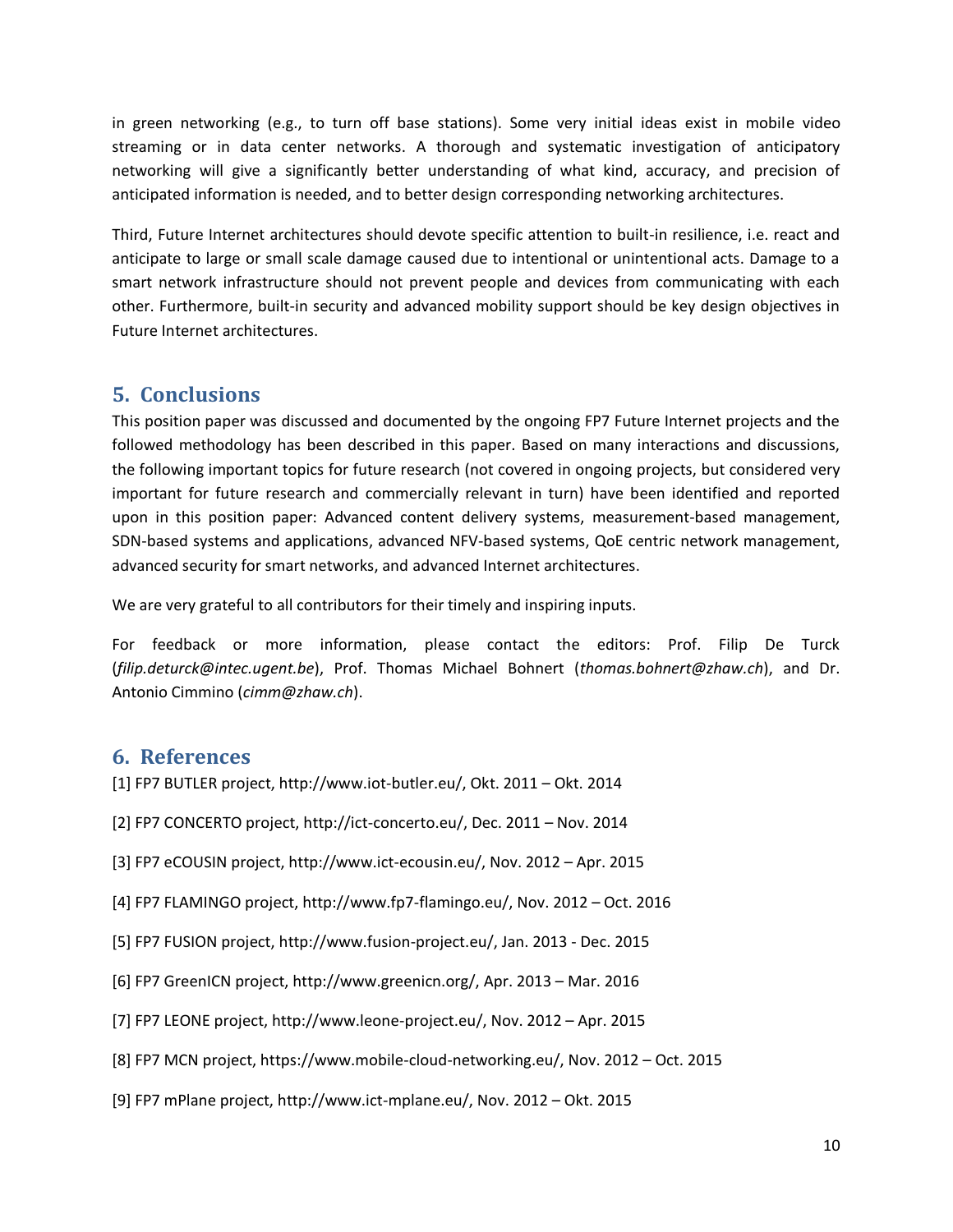in green networking (e.g., to turn off base stations). Some very initial ideas exist in mobile video streaming or in data center networks. A thorough and systematic investigation of anticipatory networking will give a significantly better understanding of what kind, accuracy, and precision of anticipated information is needed, and to better design corresponding networking architectures.

Third, Future Internet architectures should devote specific attention to built-in resilience, i.e. react and anticipate to large or small scale damage caused due to intentional or unintentional acts. Damage to a smart network infrastructure should not prevent people and devices from communicating with each other. Furthermore, built-in security and advanced mobility support should be key design objectives in Future Internet architectures.

## 5. Conclusions

This position paper was discussed and documented by the ongoing FP7 Future Internet projects and the followed methodology has been described in this paper. Based on many interactions and discussions, the following important topics for future research (not covered in ongoing projects, but considered very important for future research and commercially relevant in turn) have been identified and reported upon in this position paper: Advanced content delivery systems, measurement-based management, SDN-based systems and applications, advanced NFV-based systems, QoE centric network management, advanced security for smart networks, and advanced Internet architectures.

We are very grateful to all contributors for their timely and inspiring inputs.

For feedback or more information, please contact the editors: Prof. Filip De Turck (*filip.deturck@intec.ugent.be*), Prof. Thomas Michael Bohnert (*thomas.bohnert@zhaw.ch*), and Dr. Antonio Cimmino (*cimm@zhaw.ch*).

## 6. References

[1] FP7 BUTLER project, http://www.iot-butler.eu/, Okt. 2011 – Okt. 2014

[2] FP7 CONCERTO project, http://ict-concerto.eu/, Dec. 2011 – Nov. 2014

[3] FP7 eCOUSIN project, http://www.ict-ecousin.eu/, Nov. 2012 – Apr. 2015

[4] FP7 FLAMINGO project, http://www.fp7-flamingo.eu/, Nov. 2012 – Oct. 2016

[5] FP7 FUSION project, http://www.fusion-project.eu/, Jan. 2013 - Dec. 2015

[6] FP7 GreenICN project, http://www.greenicn.org/, Apr. 2013 – Mar. 2016

[7] FP7 LEONE project, http://www.leone-project.eu/, Nov. 2012 – Apr. 2015

[8] FP7 MCN project, https://www.mobile-cloud-networking.eu/, Nov. 2012 – Oct. 2015

[9] FP7 mPlane project, http://www.ict-mplane.eu/, Nov. 2012 – Okt. 2015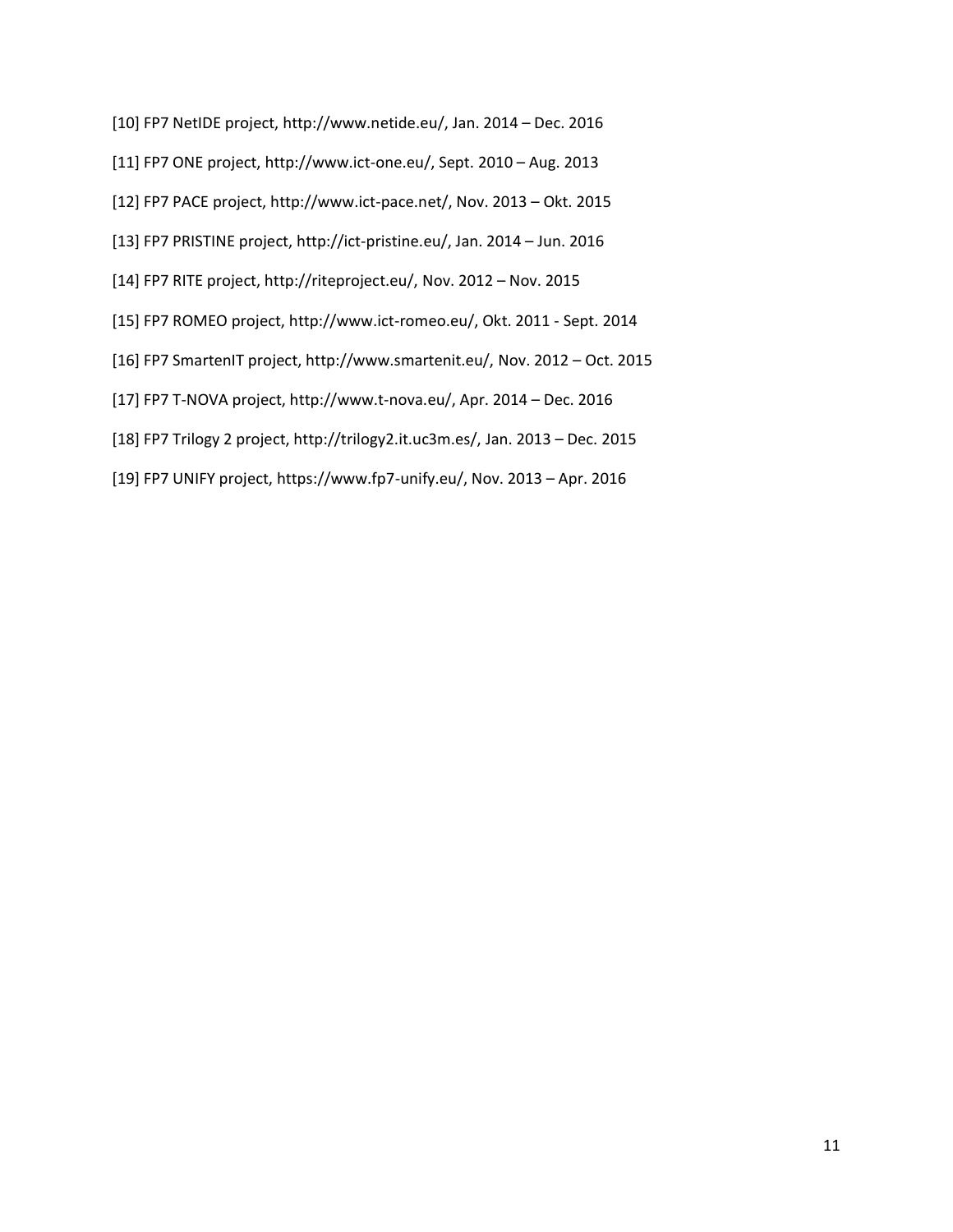[10] FP7 NetIDE project, http://www.netide.eu/, Jan. 2014 – Dec. 2016

[11] FP7 ONE project, http://www.ict-one.eu/, Sept. 2010 – Aug. 2013

[12] FP7 PACE project, http://www.ict-pace.net/, Nov. 2013 – Okt. 2015

[13] FP7 PRISTINE project, http://ict-pristine.eu/, Jan. 2014 – Jun. 2016

[14] FP7 RITE project, http://riteproject.eu/, Nov. 2012 – Nov. 2015

[15] FP7 ROMEO project, http://www.ict-romeo.eu/, Okt. 2011 - Sept. 2014

[16] FP7 SmartenIT project, http://www.smartenit.eu/, Nov. 2012 – Oct. 2015

[17] FP7 T-NOVA project, http://www.t-nova.eu/, Apr. 2014 – Dec. 2016

[18] FP7 Trilogy 2 project, http://trilogy2.it.uc3m.es/, Jan. 2013 – Dec. 2015

[19] FP7 UNIFY project, https://www.fp7-unify.eu/, Nov. 2013 – Apr. 2016